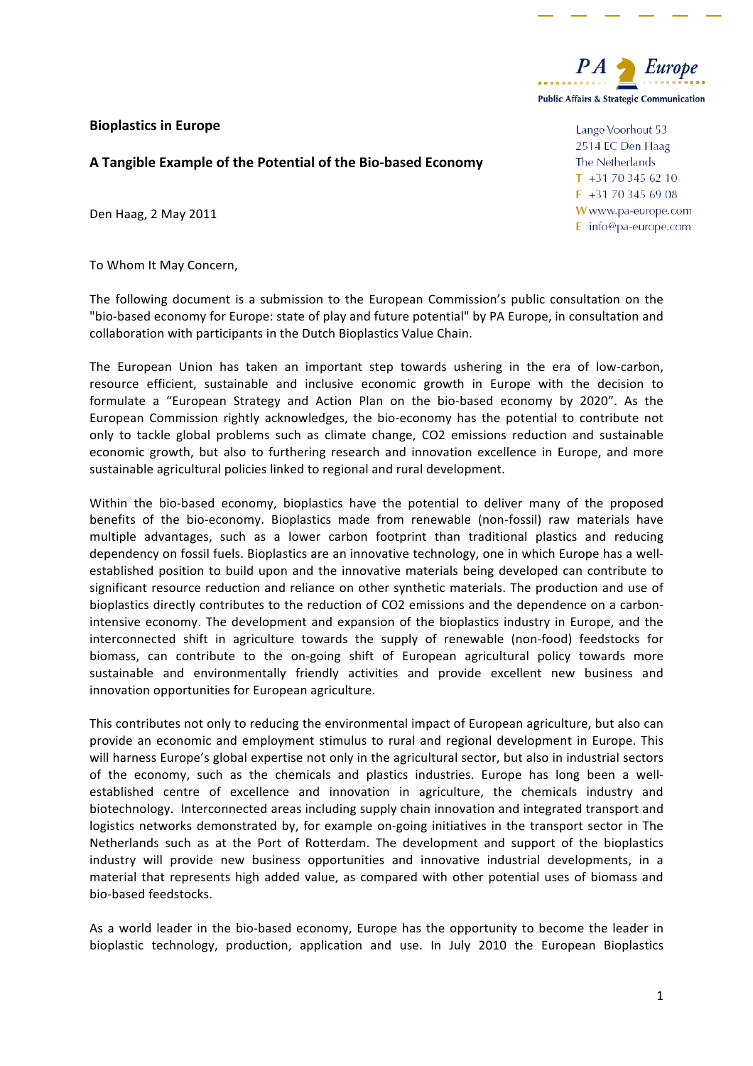PA Europe
Public Affairs & Strategic Communication

Lange Voorhout 53
2514 EC Den Haag
The Netherlands
T +31 70 345 62 10
F +31 70 345 69 08
W www.pa-europe.com
E info@pa-europe.com

**Bioplastics in Europe**

**A Tangible Example of the Potential of the Bio-based Economy**

Den Haag, 2 May 2011

To Whom It May Concern,

The following document is a submission to the European Commission's public consultation on the "bio-based economy for Europe: state of play and future potential" by PA Europe, in consultation and collaboration with participants in the Dutch Bioplastics Value Chain.

The European Union has taken an important step towards ushering in the era of low-carbon, resource efficient, sustainable and inclusive economic growth in Europe with the decision to formulate a "European Strategy and Action Plan on the bio-based economy by 2020". As the European Commission rightly acknowledges, the bio-economy has the potential to contribute not only to tackle global problems such as climate change, CO2 emissions reduction and sustainable economic growth, but also to furthering research and innovation excellence in Europe, and more sustainable agricultural policies linked to regional and rural development.

Within the bio-based economy, bioplastics have the potential to deliver many of the proposed benefits of the bio-economy. Bioplastics made from renewable (non-fossil) raw materials have multiple advantages, such as a lower carbon footprint than traditional plastics and reducing dependency on fossil fuels. Bioplastics are an innovative technology, one in which Europe has a well-established position to build upon and the innovative materials being developed can contribute to significant resource reduction and reliance on other synthetic materials. The production and use of bioplastics directly contributes to the reduction of CO2 emissions and the dependence on a carbon-intensive economy. The development and expansion of the bioplastics industry in Europe, and the interconnected shift in agriculture towards the supply of renewable (non-food) feedstocks for biomass, can contribute to the on-going shift of European agricultural policy towards more sustainable and environmentally friendly activities and provide excellent new business and innovation opportunities for European agriculture.

This contributes not only to reducing the environmental impact of European agriculture, but also can provide an economic and employment stimulus to rural and regional development in Europe. This will harness Europe's global expertise not only in the agricultural sector, but also in industrial sectors of the economy, such as the chemicals and plastics industries. Europe has long been a well-established centre of excellence and innovation in agriculture, the chemicals industry and biotechnology. Interconnected areas including supply chain innovation and integrated transport and logistics networks demonstrated by, for example on-going initiatives in the transport sector in The Netherlands such as at the Port of Rotterdam. The development and support of the bioplastics industry will provide new business opportunities and innovative industrial developments, in a material that represents high added value, as compared with other potential uses of biomass and bio-based feedstocks.

As a world leader in the bio-based economy, Europe has the opportunity to become the leader in bioplastic technology, production, application and use. In July 2010 the European Bioplastics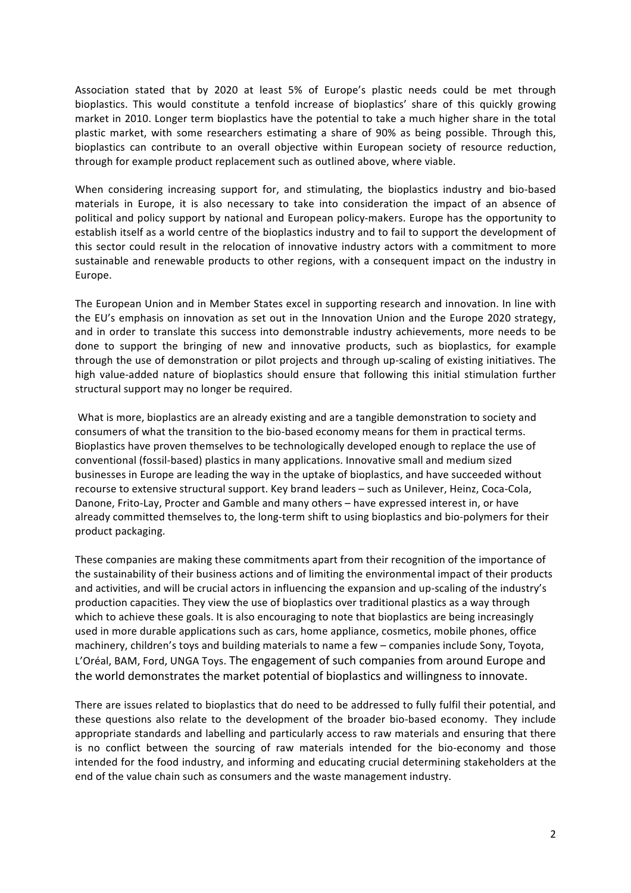Association stated that by 2020 at least 5% of Europe's plastic needs could be met through bioplastics. This would constitute a tenfold increase of bioplastics' share of this quickly growing market in 2010. Longer term bioplastics have the potential to take a much higher share in the total plastic market, with some researchers estimating a share of 90% as being possible. Through this, bioplastics can contribute to an overall objective within European society of resource reduction, through for example product replacement such as outlined above, where viable.

When considering increasing support for, and stimulating, the bioplastics industry and bio-based materials in Europe, it is also necessary to take into consideration the impact of an absence of political and policy support by national and European policy-makers. Europe has the opportunity to establish itself as a world centre of the bioplastics industry and to fail to support the development of this sector could result in the relocation of innovative industry actors with a commitment to more sustainable and renewable products to other regions, with a consequent impact on the industry in Europe.

The European Union and in Member States excel in supporting research and innovation. In line with the EU's emphasis on innovation as set out in the Innovation Union and the Europe 2020 strategy, and in order to translate this success into demonstrable industry achievements, more needs to be done to support the bringing of new and innovative products, such as bioplastics, for example through the use of demonstration or pilot projects and through up-scaling of existing initiatives. The high value-added nature of bioplastics should ensure that following this initial stimulation further structural support may no longer be required.

What is more, bioplastics are an already existing and are a tangible demonstration to society and consumers of what the transition to the bio-based economy means for them in practical terms. Bioplastics have proven themselves to be technologically developed enough to replace the use of conventional (fossil-based) plastics in many applications. Innovative small and medium sized businesses in Europe are leading the way in the uptake of bioplastics, and have succeeded without recourse to extensive structural support. Key brand leaders – such as Unilever, Heinz, Coca-Cola, Danone, Frito-Lay, Procter and Gamble and many others – have expressed interest in, or have already committed themselves to, the long-term shift to using bioplastics and bio-polymers for their product packaging.

These companies are making these commitments apart from their recognition of the importance of the sustainability of their business actions and of limiting the environmental impact of their products and activities, and will be crucial actors in influencing the expansion and up-scaling of the industry's production capacities. They view the use of bioplastics over traditional plastics as a way through which to achieve these goals. It is also encouraging to note that bioplastics are being increasingly used in more durable applications such as cars, home appliance, cosmetics, mobile phones, office machinery, children's toys and building materials to name a few – companies include Sony, Toyota, L'Oréal, BAM, Ford, UNGA Toys. The engagement of such companies from around Europe and the world demonstrates the market potential of bioplastics and willingness to innovate.

There are issues related to bioplastics that do need to be addressed to fully fulfil their potential, and these questions also relate to the development of the broader bio-based economy. They include appropriate standards and labelling and particularly access to raw materials and ensuring that there is no conflict between the sourcing of raw materials intended for the bio-economy and those intended for the food industry, and informing and educating crucial determining stakeholders at the end of the value chain such as consumers and the waste management industry.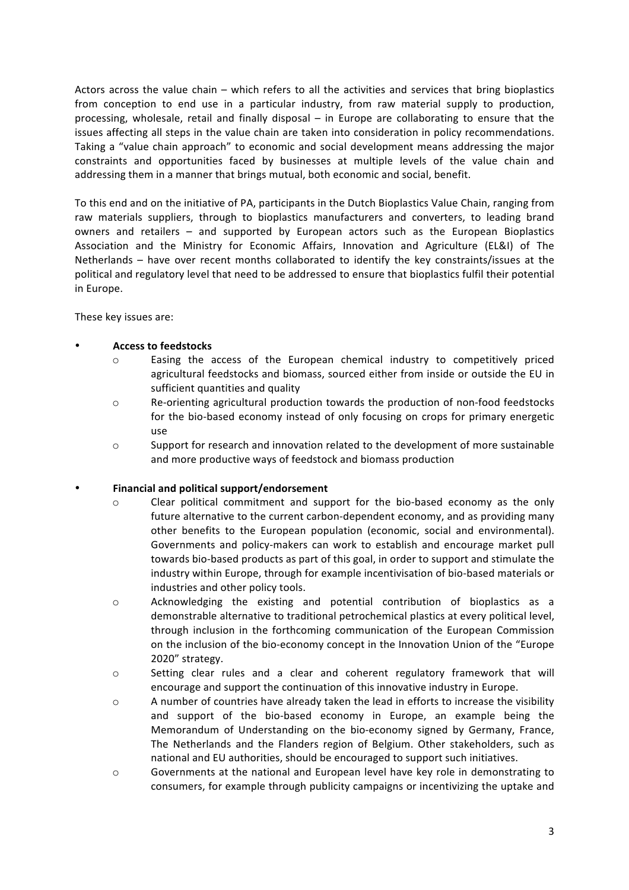Actors across the value chain – which refers to all the activities and services that bring bioplastics from conception to end use in a particular industry, from raw material supply to production, processing, wholesale, retail and finally disposal – in Europe are collaborating to ensure that the issues affecting all steps in the value chain are taken into consideration in policy recommendations. Taking a "value chain approach" to economic and social development means addressing the major constraints and opportunities faced by businesses at multiple levels of the value chain and addressing them in a manner that brings mutual, both economic and social, benefit.

To this end and on the initiative of PA, participants in the Dutch Bioplastics Value Chain, ranging from raw materials suppliers, through to bioplastics manufacturers and converters, to leading brand owners and retailers – and supported by European actors such as the European Bioplastics Association and the Ministry for Economic Affairs, Innovation and Agriculture (EL&I) of The Netherlands – have over recent months collaborated to identify the key constraints/issues at the political and regulatory level that need to be addressed to ensure that bioplastics fulfil their potential in Europe.

These key issues are:

- **Access to feedstocks**
  - Easing the access of the European chemical industry to competitively priced agricultural feedstocks and biomass, sourced either from inside or outside the EU in sufficient quantities and quality
  - Re-orienting agricultural production towards the production of non-food feedstocks for the bio-based economy instead of only focusing on crops for primary energetic use
  - Support for research and innovation related to the development of more sustainable and more productive ways of feedstock and biomass production

- **Financial and political support/endorsement**
  - Clear political commitment and support for the bio-based economy as the only future alternative to the current carbon-dependent economy, and as providing many other benefits to the European population (economic, social and environmental). Governments and policy-makers can work to establish and encourage market pull towards bio-based products as part of this goal, in order to support and stimulate the industry within Europe, through for example incentivisation of bio-based materials or industries and other policy tools.
  - Acknowledging the existing and potential contribution of bioplastics as a demonstrable alternative to traditional petrochemical plastics at every political level, through inclusion in the forthcoming communication of the European Commission on the inclusion of the bio-economy concept in the Innovation Union of the "Europe 2020" strategy.
  - Setting clear rules and a clear and coherent regulatory framework that will encourage and support the continuation of this innovative industry in Europe.
  - A number of countries have already taken the lead in efforts to increase the visibility and support of the bio-based economy in Europe, an example being the Memorandum of Understanding on the bio-economy signed by Germany, France, The Netherlands and the Flanders region of Belgium. Other stakeholders, such as national and EU authorities, should be encouraged to support such initiatives.
  - Governments at the national and European level have key role in demonstrating to consumers, for example through publicity campaigns or incentivizing the uptake and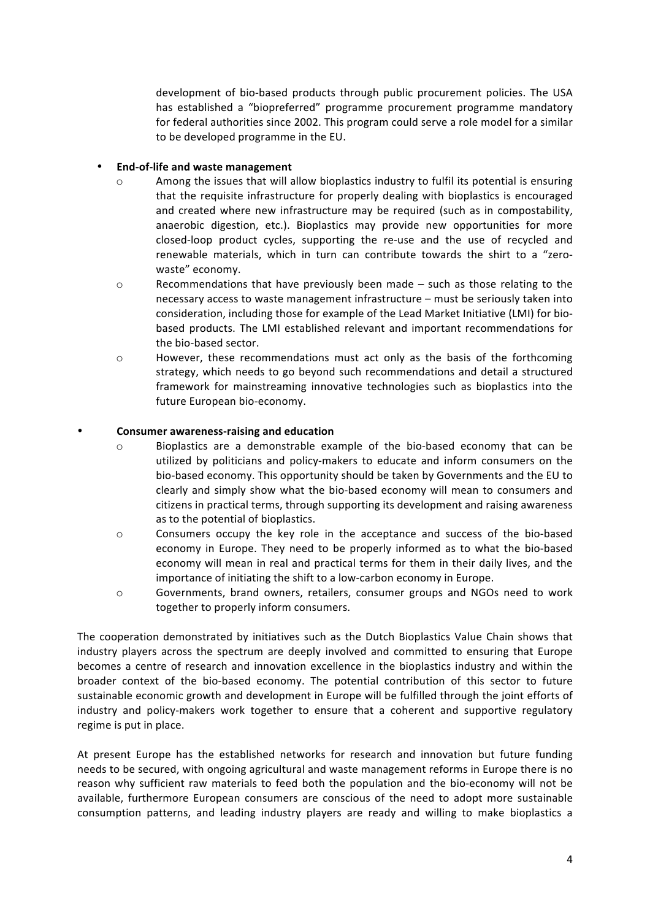development of bio-based products through public procurement policies. The USA has established a "biopreferred" programme procurement programme mandatory for federal authorities since 2002. This program could serve a role model for a similar to be developed programme in the EU.

- **End-of-life and waste management**
  - Among the issues that will allow bioplastics industry to fulfil its potential is ensuring that the requisite infrastructure for properly dealing with bioplastics is encouraged and created where new infrastructure may be required (such as in compostability, anaerobic digestion, etc.). Bioplastics may provide new opportunities for more closed-loop product cycles, supporting the re-use and the use of recycled and renewable materials, which in turn can contribute towards the shirt to a "zero-waste" economy.
  - Recommendations that have previously been made – such as those relating to the necessary access to waste management infrastructure – must be seriously taken into consideration, including those for example of the Lead Market Initiative (LMI) for bio-based products. The LMI established relevant and important recommendations for the bio-based sector.
  - However, these recommendations must act only as the basis of the forthcoming strategy, which needs to go beyond such recommendations and detail a structured framework for mainstreaming innovative technologies such as bioplastics into the future European bio-economy.

- **Consumer awareness-raising and education**
  - Bioplastics are a demonstrable example of the bio-based economy that can be utilized by politicians and policy-makers to educate and inform consumers on the bio-based economy. This opportunity should be taken by Governments and the EU to clearly and simply show what the bio-based economy will mean to consumers and citizens in practical terms, through supporting its development and raising awareness as to the potential of bioplastics.
  - Consumers occupy the key role in the acceptance and success of the bio-based economy in Europe. They need to be properly informed as to what the bio-based economy will mean in real and practical terms for them in their daily lives, and the importance of initiating the shift to a low-carbon economy in Europe.
  - Governments, brand owners, retailers, consumer groups and NGOs need to work together to properly inform consumers.

The cooperation demonstrated by initiatives such as the Dutch Bioplastics Value Chain shows that industry players across the spectrum are deeply involved and committed to ensuring that Europe becomes a centre of research and innovation excellence in the bioplastics industry and within the broader context of the bio-based economy. The potential contribution of this sector to future sustainable economic growth and development in Europe will be fulfilled through the joint efforts of industry and policy-makers work together to ensure that a coherent and supportive regulatory regime is put in place.

At present Europe has the established networks for research and innovation but future funding needs to be secured, with ongoing agricultural and waste management reforms in Europe there is no reason why sufficient raw materials to feed both the population and the bio-economy will not be available, furthermore European consumers are conscious of the need to adopt more sustainable consumption patterns, and leading industry players are ready and willing to make bioplastics a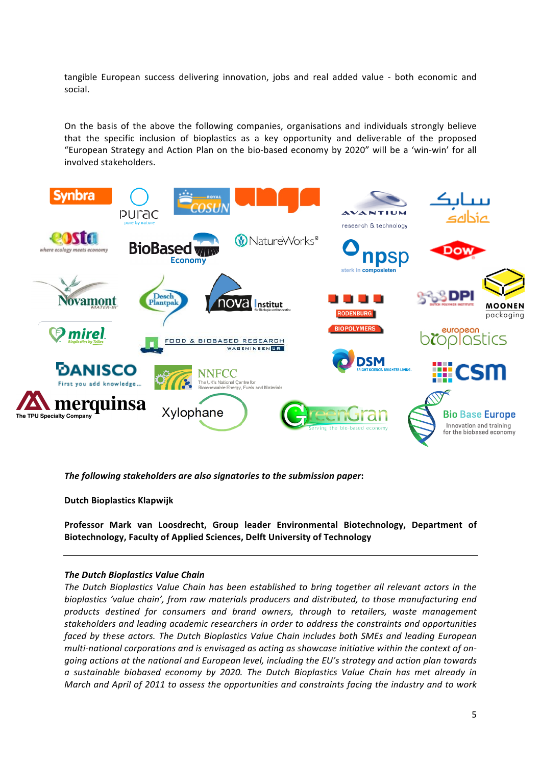tangible European success delivering innovation, jobs and real added value - both economic and social.

On the basis of the above the following companies, organisations and individuals strongly believe that the specific inclusion of bioplastics as a key opportunity and deliverable of the proposed "European Strategy and Action Plan on the bio-based economy by 2020" will be a 'win-win' for all involved stakeholders.

***The following stakeholders are also signatories to the submission paper*:**

**Dutch Bioplastics Klapwijk**

**Professor Mark van Loosdrecht, Group leader Environmental Biotechnology, Department of Biotechnology, Faculty of Applied Sciences, Delft University of Technology**

---

***The Dutch Bioplastics Value Chain***

*The Dutch Bioplastics Value Chain has been established to bring together all relevant actors in the bioplastics 'value chain', from raw materials producers and distributed, to those manufacturing end products destined for consumers and brand owners, through to retailers, waste management stakeholders and leading academic researchers in order to address the constraints and opportunities faced by these actors. The Dutch Bioplastics Value Chain includes both SMEs and leading European multi-national corporations and is envisaged as acting as showcase initiative within the context of on-going actions at the national and European level, including the EU's strategy and action plan towards a sustainable biobased economy by 2020. The Dutch Bioplastics Value Chain has met already in March and April of 2011 to assess the opportunities and constraints facing the industry and to work*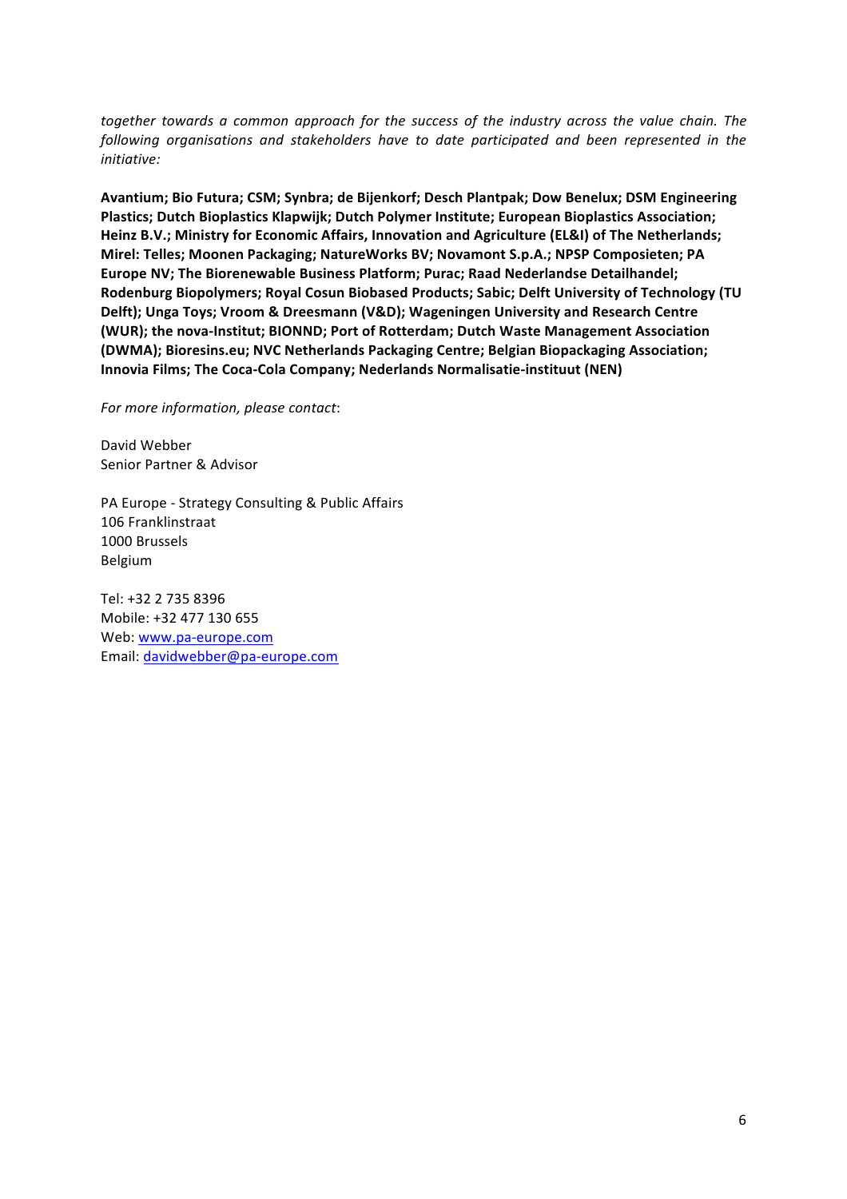*together towards a common approach for the success of the industry across the value chain. The following organisations and stakeholders have to date participated and been represented in the initiative:*

**Avantium; Bio Futura; CSM; Synbra; de Bijenkorf; Desch Plantpak; Dow Benelux; DSM Engineering Plastics; Dutch Bioplastics Klapwijk; Dutch Polymer Institute; European Bioplastics Association; Heinz B.V.; Ministry for Economic Affairs, Innovation and Agriculture (EL&I) of The Netherlands; Mirel: Telles; Moonen Packaging; NatureWorks BV; Novamont S.p.A.; NPSP Composieten; PA Europe NV; The Biorenewable Business Platform; Purac; Raad Nederlandse Detailhandel; Rodenburg Biopolymers; Royal Cosun Biobased Products; Sabic; Delft University of Technology (TU Delft); Unga Toys; Vroom & Dreesmann (V&D); Wageningen University and Research Centre (WUR); the nova-Institut; BIONND; Port of Rotterdam; Dutch Waste Management Association (DWMA); Bioresins.eu; NVC Netherlands Packaging Centre; Belgian Biopackaging Association; Innovia Films; The Coca-Cola Company; Nederlands Normalisatie-instituut (NEN)**

*For more information, please contact*:

David Webber  
Senior Partner & Advisor

PA Europe - Strategy Consulting & Public Affairs  
106 Franklinstraat  
1000 Brussels  
Belgium

Tel: +32 2 735 8396  
Mobile: +32 477 130 655  
Web: www.pa-europe.com  
Email: davidwebber@pa-europe.com